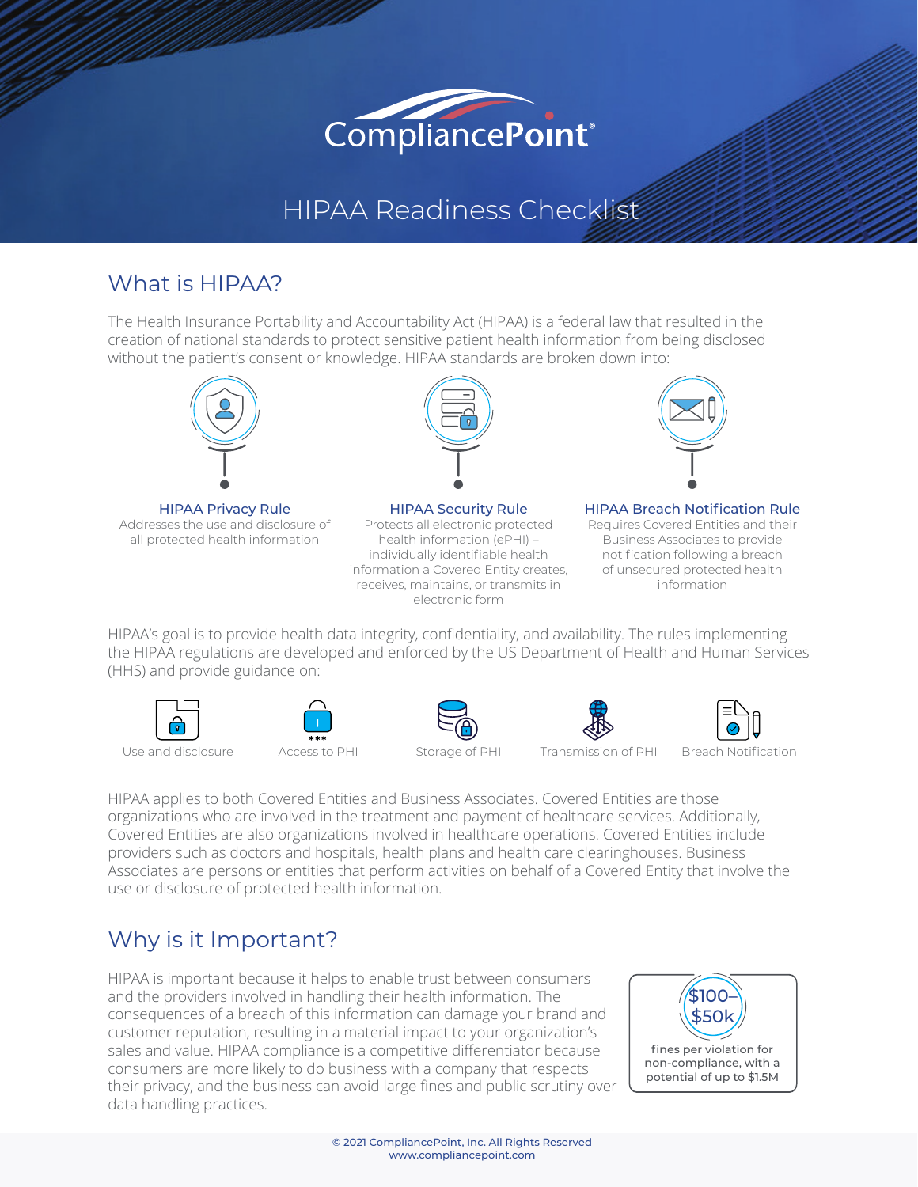# CompliancePoint®

# HIPAA Readiness Checklist

## What is HIPAA?

The Health Insurance Portability and Accountability Act (HIPAA) is a federal law that resulted in the creation of national standards to protect sensitive patient health information from being disclosed without the patient's consent or knowledge. HIPAA standards are broken down into:

**HIPAA Privacy Rule**
Addresses the use and disclosure of all protected health information

**HIPAA Security Rule**
Protects all electronic protected health information (ePHI) – individually identifiable health information a Covered Entity creates, receives, maintains, or transmits in electronic form

**HIPAA Breach Notification Rule**
Requires Covered Entities and their Business Associates to provide notification following a breach of unsecured protected health information

HIPAA's goal is to provide health data integrity, confidentiality, and availability. The rules implementing the HIPAA regulations are developed and enforced by the US Department of Health and Human Services (HHS) and provide guidance on:

- Use and disclosure
- Access to PHI
- Storage of PHI
- Transmission of PHI
- Breach Notification

HIPAA applies to both Covered Entities and Business Associates. Covered Entities are those organizations who are involved in the treatment and payment of healthcare services. Additionally, Covered Entities are also organizations involved in healthcare operations. Covered Entities include providers such as doctors and hospitals, health plans and health care clearinghouses. Business Associates are persons or entities that perform activities on behalf of a Covered Entity that involve the use or disclosure of protected health information.

## Why is it Important?

HIPAA is important because it helps to enable trust between consumers and the providers involved in handling their health information. The consequences of a breach of this information can damage your brand and customer reputation, resulting in a material impact to your organization's sales and value. HIPAA compliance is a competitive differentiator because consumers are more likely to do business with a company that respects their privacy, and the business can avoid large fines and public scrutiny over data handling practices.

**$100–$50k**
fines per violation for non-compliance, with a potential of up to $1.5M

© 2021 CompliancePoint, Inc. All Rights Reserved
www.compliancepoint.com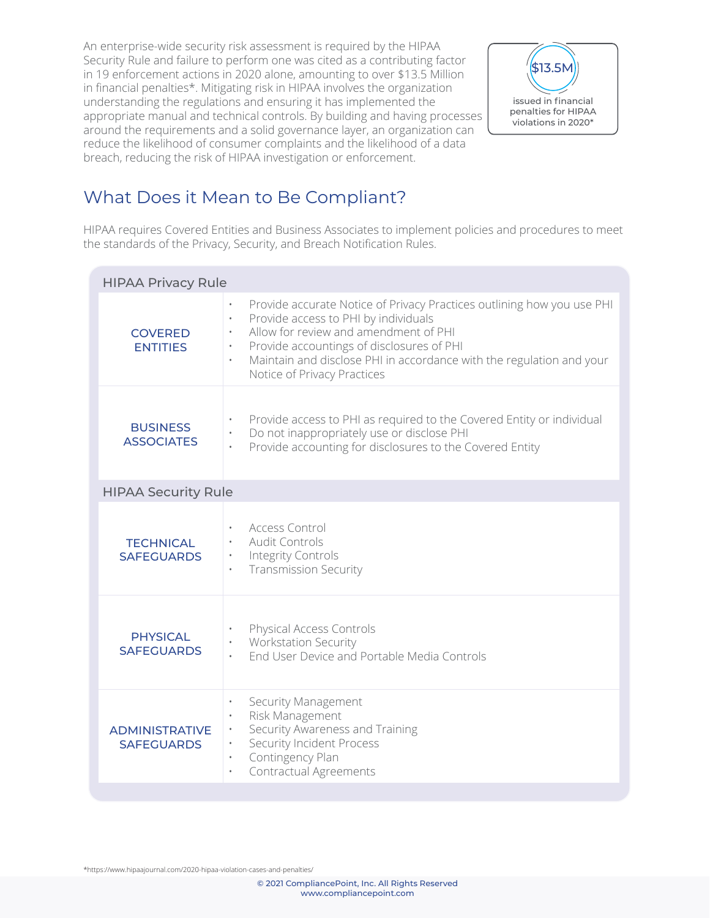An enterprise-wide security risk assessment is required by the HIPAA Security Rule and failure to perform one was cited as a contributing factor in 19 enforcement actions in 2020 alone, amounting to over $13.5 Million in financial penalties*. Mitigating risk in HIPAA involves the organization understanding the regulations and ensuring it has implemented the appropriate manual and technical controls. By building and having processes around the requirements and a solid governance layer, an organization can reduce the likelihood of consumer complaints and the likelihood of a data breach, reducing the risk of HIPAA investigation or enforcement.

**$13.5M**

issued in financial penalties for HIPAA violations in 2020*

## What Does it Mean to Be Compliant?

HIPAA requires Covered Entities and Business Associates to implement policies and procedures to meet the standards of the Privacy, Security, and Breach Notification Rules.

| HIPAA Privacy Rule | |
|---|---|
| COVERED ENTITIES | • Provide accurate Notice of Privacy Practices outlining how you use PHI<br>• Provide access to PHI by individuals<br>• Allow for review and amendment of PHI<br>• Provide accountings of disclosures of PHI<br>• Maintain and disclose PHI in accordance with the regulation and your Notice of Privacy Practices |
| BUSINESS ASSOCIATES | • Provide access to PHI as required to the Covered Entity or individual<br>• Do not inappropriately use or disclose PHI<br>• Provide accounting for disclosures to the Covered Entity |
| **HIPAA Security Rule** | |
| TECHNICAL SAFEGUARDS | • Access Control<br>• Audit Controls<br>• Integrity Controls<br>• Transmission Security |
| PHYSICAL SAFEGUARDS | • Physical Access Controls<br>• Workstation Security<br>• End User Device and Portable Media Controls |
| ADMINISTRATIVE SAFEGUARDS | • Security Management<br>• Risk Management<br>• Security Awareness and Training<br>• Security Incident Process<br>• Contingency Plan<br>• Contractual Agreements |

*https://www.hipaajournal.com/2020-hipaa-violation-cases-and-penalties/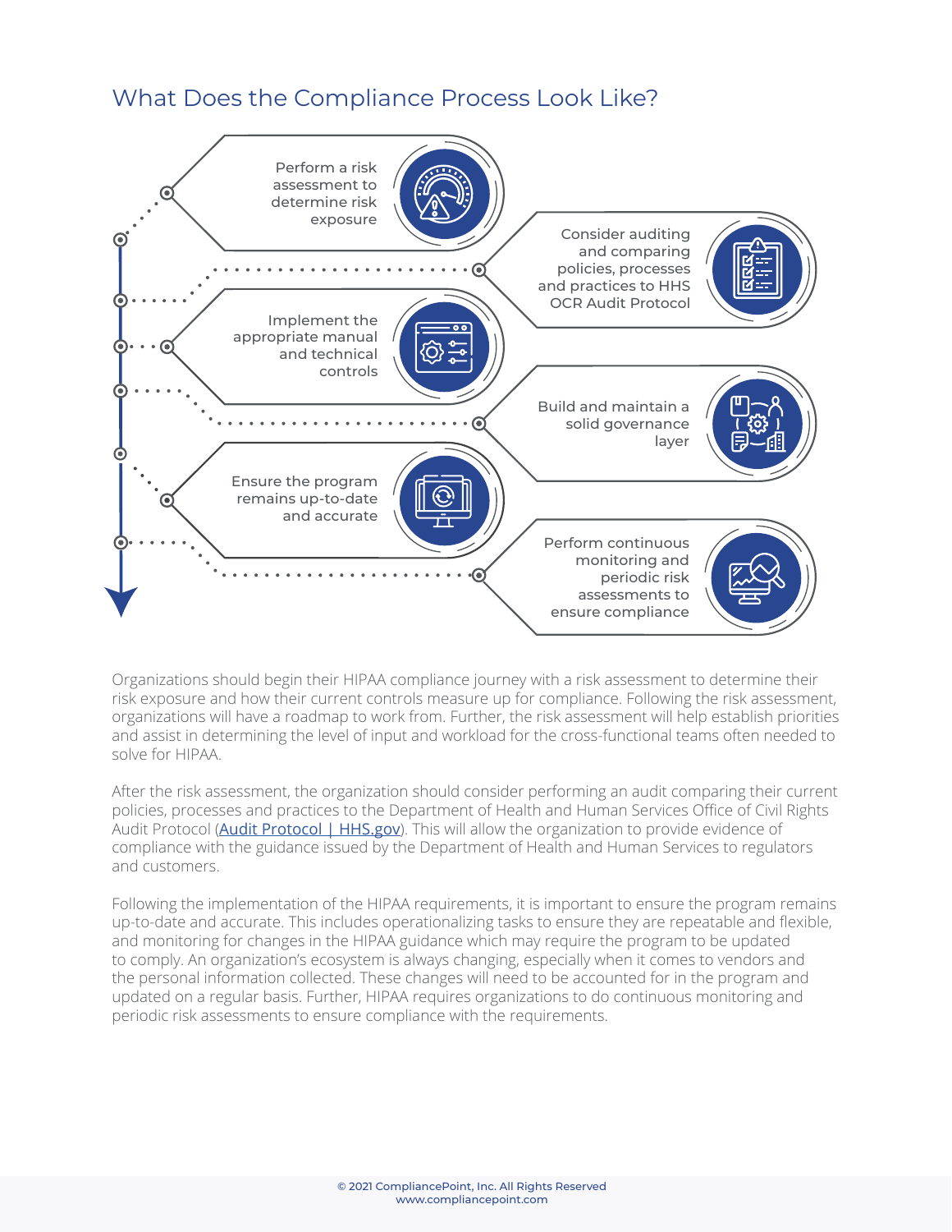## What Does the Compliance Process Look Like?

- Perform a risk assessment to determine risk exposure
- Consider auditing and comparing policies, processes and practices to HHS OCR Audit Protocol
- Implement the appropriate manual and technical controls
- Build and maintain a solid governance layer
- Ensure the program remains up-to-date and accurate
- Perform continuous monitoring and periodic risk assessments to ensure compliance

Organizations should begin their HIPAA compliance journey with a risk assessment to determine their risk exposure and how their current controls measure up for compliance. Following the risk assessment, organizations will have a roadmap to work from. Further, the risk assessment will help establish priorities and assist in determining the level of input and workload for the cross-functional teams often needed to solve for HIPAA.

After the risk assessment, the organization should consider performing an audit comparing their current policies, processes and practices to the Department of Health and Human Services Office of Civil Rights Audit Protocol (Audit Protocol | HHS.gov). This will allow the organization to provide evidence of compliance with the guidance issued by the Department of Health and Human Services to regulators and customers.

Following the implementation of the HIPAA requirements, it is important to ensure the program remains up-to-date and accurate. This includes operationalizing tasks to ensure they are repeatable and flexible, and monitoring for changes in the HIPAA guidance which may require the program to be updated to comply. An organization's ecosystem is always changing, especially when it comes to vendors and the personal information collected. These changes will need to be accounted for in the program and updated on a regular basis. Further, HIPAA requires organizations to do continuous monitoring and periodic risk assessments to ensure compliance with the requirements.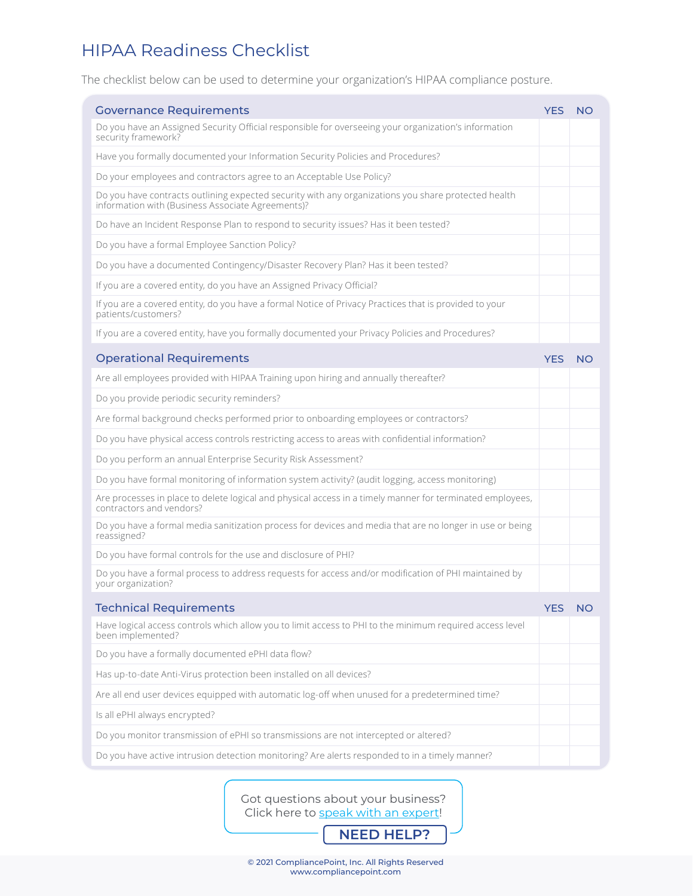# HIPAA Readiness Checklist

The checklist below can be used to determine your organization's HIPAA compliance posture.

| Governance Requirements | YES | NO |
| --- | --- | --- |
| Do you have an Assigned Security Official responsible for overseeing your organization's information security framework? | | |
| Have you formally documented your Information Security Policies and Procedures? | | |
| Do your employees and contractors agree to an Acceptable Use Policy? | | |
| Do you have contracts outlining expected security with any organizations you share protected health information with (Business Associate Agreements)? | | |
| Do have an Incident Response Plan to respond to security issues? Has it been tested? | | |
| Do you have a formal Employee Sanction Policy? | | |
| Do you have a documented Contingency/Disaster Recovery Plan? Has it been tested? | | |
| If you are a covered entity, do you have an Assigned Privacy Official? | | |
| If you are a covered entity, do you have a formal Notice of Privacy Practices that is provided to your patients/customers? | | |
| If you are a covered entity, have you formally documented your Privacy Policies and Procedures? | | |

| Operational Requirements | YES | NO |
| --- | --- | --- |
| Are all employees provided with HIPAA Training upon hiring and annually thereafter? | | |
| Do you provide periodic security reminders? | | |
| Are formal background checks performed prior to onboarding employees or contractors? | | |
| Do you have physical access controls restricting access to areas with confidential information? | | |
| Do you perform an annual Enterprise Security Risk Assessment? | | |
| Do you have formal monitoring of information system activity? (audit logging, access monitoring) | | |
| Are processes in place to delete logical and physical access in a timely manner for terminated employees, contractors and vendors? | | |
| Do you have a formal media sanitization process for devices and media that are no longer in use or being reassigned? | | |
| Do you have formal controls for the use and disclosure of PHI? | | |
| Do you have a formal process to address requests for access and/or modification of PHI maintained by your organization? | | |

| Technical Requirements | YES | NO |
| --- | --- | --- |
| Have logical access controls which allow you to limit access to PHI to the minimum required access level been implemented? | | |
| Do you have a formally documented ePHI data flow? | | |
| Has up-to-date Anti-Virus protection been installed on all devices? | | |
| Are all end user devices equipped with automatic log-off when unused for a predetermined time? | | |
| Is all ePHI always encrypted? | | |
| Do you monitor transmission of ePHI so transmissions are not intercepted or altered? | | |
| Do you have active intrusion detection monitoring? Are alerts responded to in a timely manner? | | |

Got questions about your business?
Click here to [speak with an expert](#)!

**NEED HELP?**

© 2021 CompliancePoint, Inc. All Rights Reserved
www.compliancepoint.com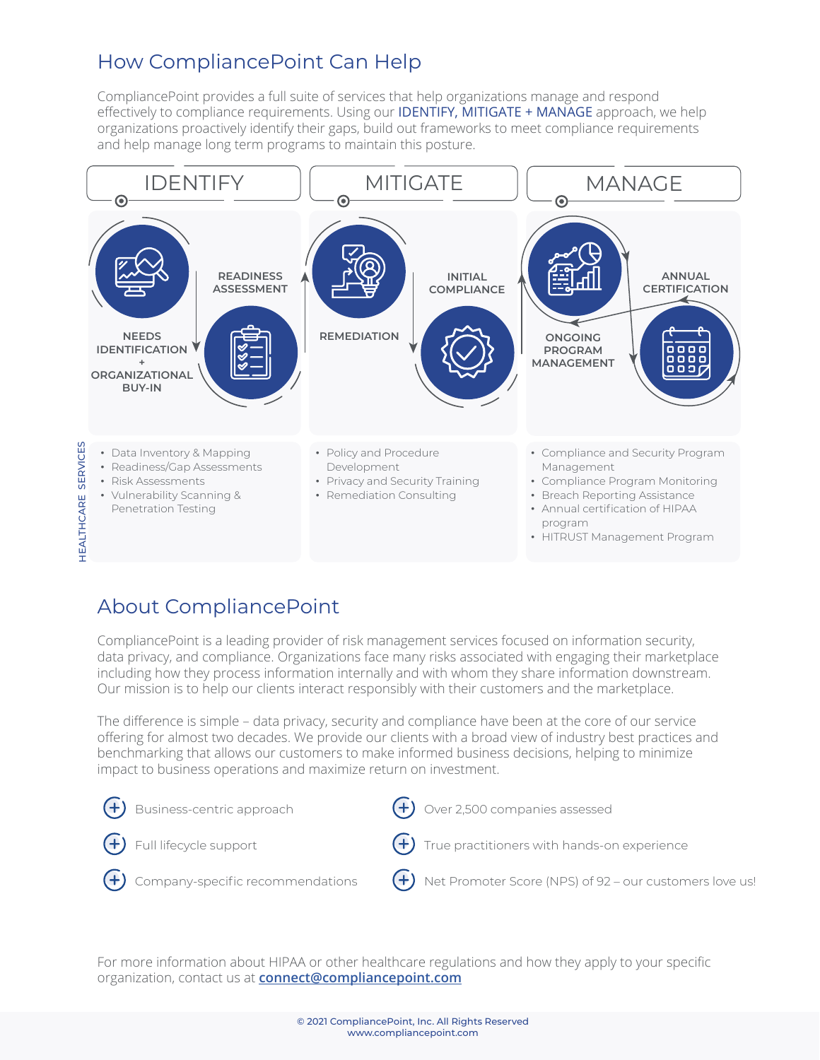## How CompliancePoint Can Help

CompliancePoint provides a full suite of services that help organizations manage and respond effectively to compliance requirements. Using our IDENTIFY, MITIGATE + MANAGE approach, we help organizations proactively identify their gaps, build out frameworks to meet compliance requirements and help manage long term programs to maintain this posture.

### IDENTIFY

READINESS ASSESSMENT

NEEDS IDENTIFICATION + ORGANIZATIONAL BUY-IN

### MITIGATE

INITIAL COMPLIANCE

REMEDIATION

### MANAGE

ANNUAL CERTIFICATION

ONGOING PROGRAM MANAGEMENT

HEALTHCARE SERVICES

**Identify**

- Data Inventory & Mapping
- Readiness/Gap Assessments
- Risk Assessments
- Vulnerability Scanning & Penetration Testing

**Mitigate**

- Policy and Procedure Development
- Privacy and Security Training
- Remediation Consulting

**Manage**

- Compliance and Security Program Management
- Compliance Program Monitoring
- Breach Reporting Assistance
- Annual certification of HIPAA program
- HITRUST Management Program

## About CompliancePoint

CompliancePoint is a leading provider of risk management services focused on information security, data privacy, and compliance. Organizations face many risks associated with engaging their marketplace including how they process information internally and with whom they share information downstream. Our mission is to help our clients interact responsibly with their customers and the marketplace.

The difference is simple – data privacy, security and compliance have been at the core of our service offering for almost two decades. We provide our clients with a broad view of industry best practices and benchmarking that allows our customers to make informed business decisions, helping to minimize impact to business operations and maximize return on investment.

- Business-centric approach
- Full lifecycle support
- Company-specific recommendations
- Over 2,500 companies assessed
- True practitioners with hands-on experience
- Net Promoter Score (NPS) of 92 – our customers love us!

For more information about HIPAA or other healthcare regulations and how they apply to your specific organization, contact us at **connect@compliancepoint.com**

© 2021 CompliancePoint, Inc. All Rights Reserved
www.compliancepoint.com